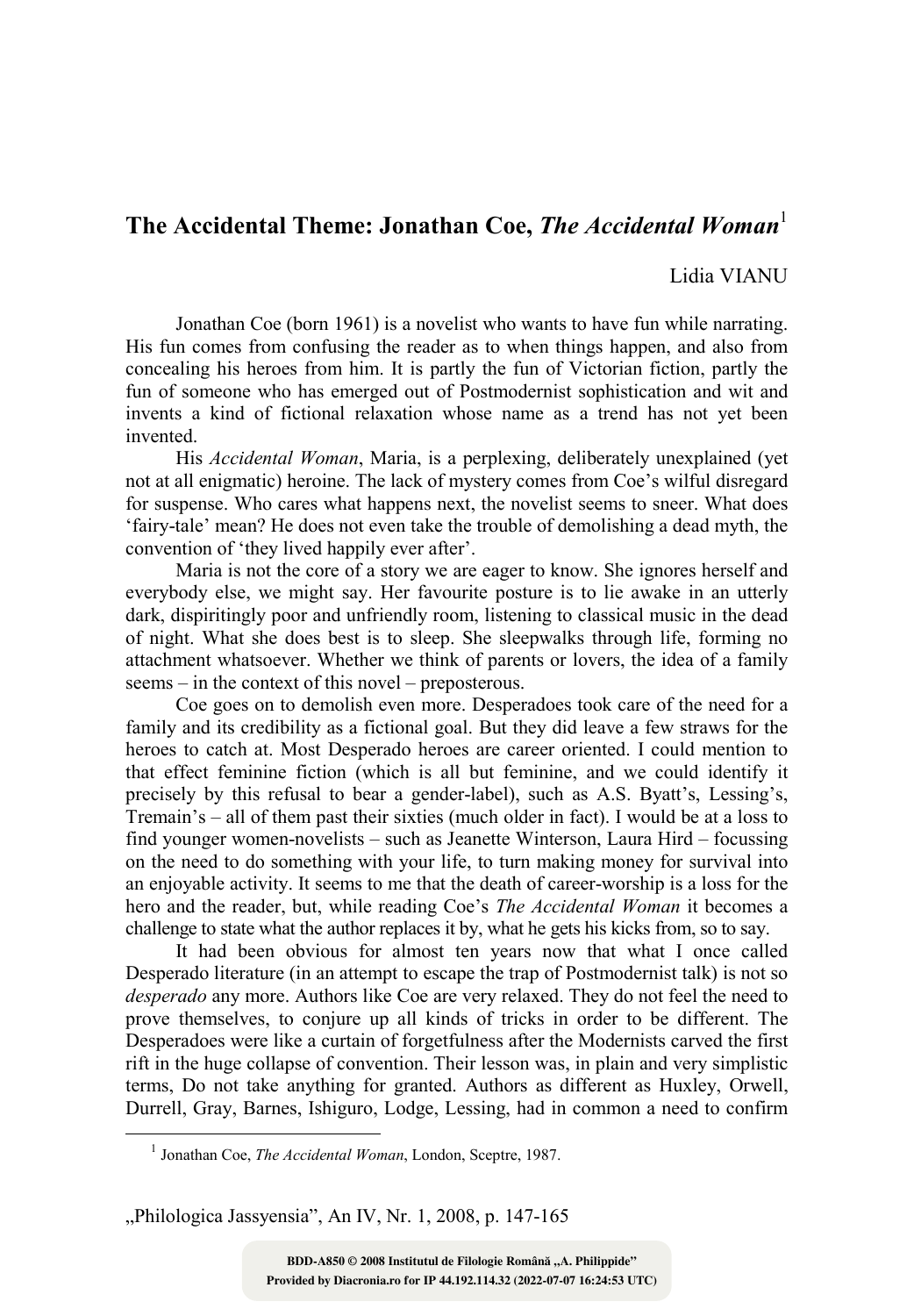# The Accidental Theme: Jonathan Coe, *The Accidental Woman*[1]

Lidia VIANU

Jonathan Coe (born 1961) is a novelist who wants to have fun while narrating. His fun comes from confusing the reader as to when things happen, and also from concealing his heroes from him. It is partly the fun of Victorian fiction, partly the fun of someone who has emerged out of Postmodernist sophistication and wit and invents a kind of fictional relaxation whose name as a trend has not yet been invented.

His *Accidental Woman*, Maria, is a perplexing, deliberately unexplained (yet not at all enigmatic) heroine. The lack of mystery comes from Coe's wilful disregard for suspense. Who cares what happens next, the novelist seems to sneer. What does 'fairy-tale' mean? He does not even take the trouble of demolishing a dead myth, the convention of 'they lived happily ever after'.

Maria is not the core of a story we are eager to know. She ignores herself and everybody else, we might say. Her favourite posture is to lie awake in an utterly dark, dispiritingly poor and unfriendly room, listening to classical music in the dead of night. What she does best is to sleep. She sleepwalks through life, forming no attachment whatsoever. Whether we think of parents or lovers, the idea of a family seems – in the context of this novel – preposterous.

Coe goes on to demolish even more. Desperadoes took care of the need for a family and its credibility as a fictional goal. But they did leave a few straws for the heroes to catch at. Most Desperado heroes are career oriented. I could mention to that effect feminine fiction (which is all but feminine, and we could identify it precisely by this refusal to bear a gender-label), such as A.S. Byatt's, Lessing's, Tremain's – all of them past their sixties (much older in fact). I would be at a loss to find younger women-novelists – such as Jeanette Winterson, Laura Hird – focussing on the need to do something with your life, to turn making money for survival into an enjoyable activity. It seems to me that the death of career-worship is a loss for the hero and the reader, but, while reading Coe's *The Accidental Woman* it becomes a challenge to state what the author replaces it by, what he gets his kicks from, so to say.

It had been obvious for almost ten years now that what I once called Desperado literature (in an attempt to escape the trap of Postmodernist talk) is not so *desperado* any more. Authors like Coe are very relaxed. They do not feel the need to prove themselves, to conjure up all kinds of tricks in order to be different. The Desperadoes were like a curtain of forgetfulness after the Modernists carved the first rift in the huge collapse of convention. Their lesson was, in plain and very simplistic terms, Do not take anything for granted. Authors as different as Huxley, Orwell, Durrell, Gray, Barnes, Ishiguro, Lodge, Lessing, had in common a need to confirm

[1] Jonathan Coe, *The Accidental Woman*, London, Sceptre, 1987.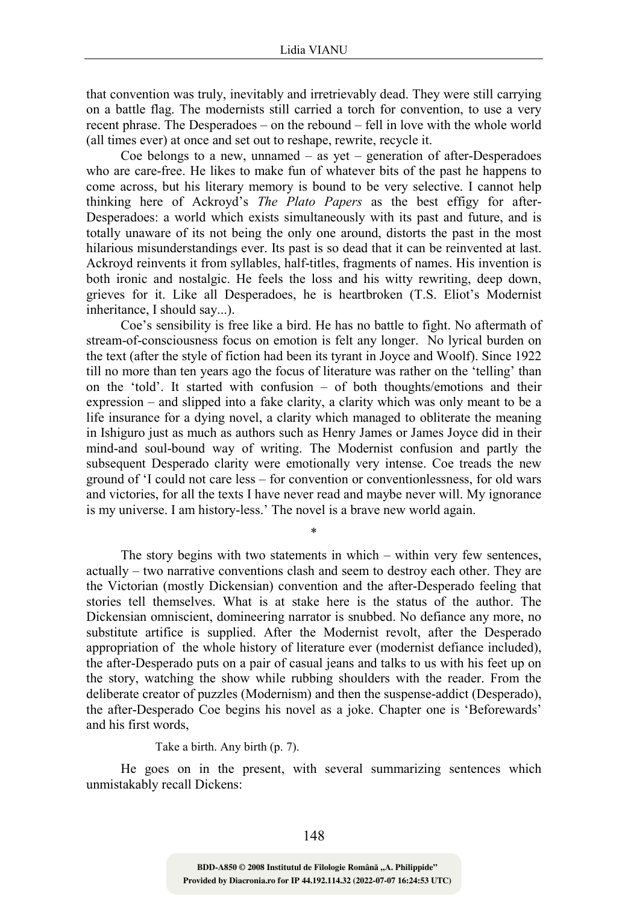that convention was truly, inevitably and irretrievably dead. They were still carrying on a battle flag. The modernists still carried a torch for convention, to use a very recent phrase. The Desperadoes – on the rebound – fell in love with the whole world (all times ever) at once and set out to reshape, rewrite, recycle it.

Coe belongs to a new, unnamed – as yet – generation of after-Desperadoes who are care-free. He likes to make fun of whatever bits of the past he happens to come across, but his literary memory is bound to be very selective. I cannot help thinking here of Ackroyd's *The Plato Papers* as the best effigy for after-Desperadoes: a world which exists simultaneously with its past and future, and is totally unaware of its not being the only one around, distorts the past in the most hilarious misunderstandings ever. Its past is so dead that it can be reinvented at last. Ackroyd reinvents it from syllables, half-titles, fragments of names. His invention is both ironic and nostalgic. He feels the loss and his witty rewriting, deep down, grieves for it. Like all Desperadoes, he is heartbroken (T.S. Eliot's Modernist inheritance, I should say...).

Coe's sensibility is free like a bird. He has no battle to fight. No aftermath of stream-of-consciousness focus on emotion is felt any longer. No lyrical burden on the text (after the style of fiction had been its tyrant in Joyce and Woolf). Since 1922 till no more than ten years ago the focus of literature was rather on the 'telling' than on the 'told'. It started with confusion – of both thoughts/emotions and their expression – and slipped into a fake clarity, a clarity which was only meant to be a life insurance for a dying novel, a clarity which managed to obliterate the meaning in Ishiguro just as much as authors such as Henry James or James Joyce did in their mind-and soul-bound way of writing. The Modernist confusion and partly the subsequent Desperado clarity were emotionally very intense. Coe treads the new ground of 'I could not care less – for convention or conventionlessness, for old wars and victories, for all the texts I have never read and maybe never will. My ignorance is my universe. I am history-less.' The novel is a brave new world again.

*

The story begins with two statements in which – within very few sentences, actually – two narrative conventions clash and seem to destroy each other. They are the Victorian (mostly Dickensian) convention and the after-Desperado feeling that stories tell themselves. What is at stake here is the status of the author. The Dickensian omniscient, domineering narrator is snubbed. No defiance any more, no substitute artifice is supplied. After the Modernist revolt, after the Desperado appropriation of the whole history of literature ever (modernist defiance included), the after-Desperado puts on a pair of casual jeans and talks to us with his feet up on the story, watching the show while rubbing shoulders with the reader. From the deliberate creator of puzzles (Modernism) and then the suspense-addict (Desperado), the after-Desperado Coe begins his novel as a joke. Chapter one is 'Beforewards' and his first words,

> Take a birth. Any birth (p. 7).

He goes on in the present, with several summarizing sentences which unmistakably recall Dickens: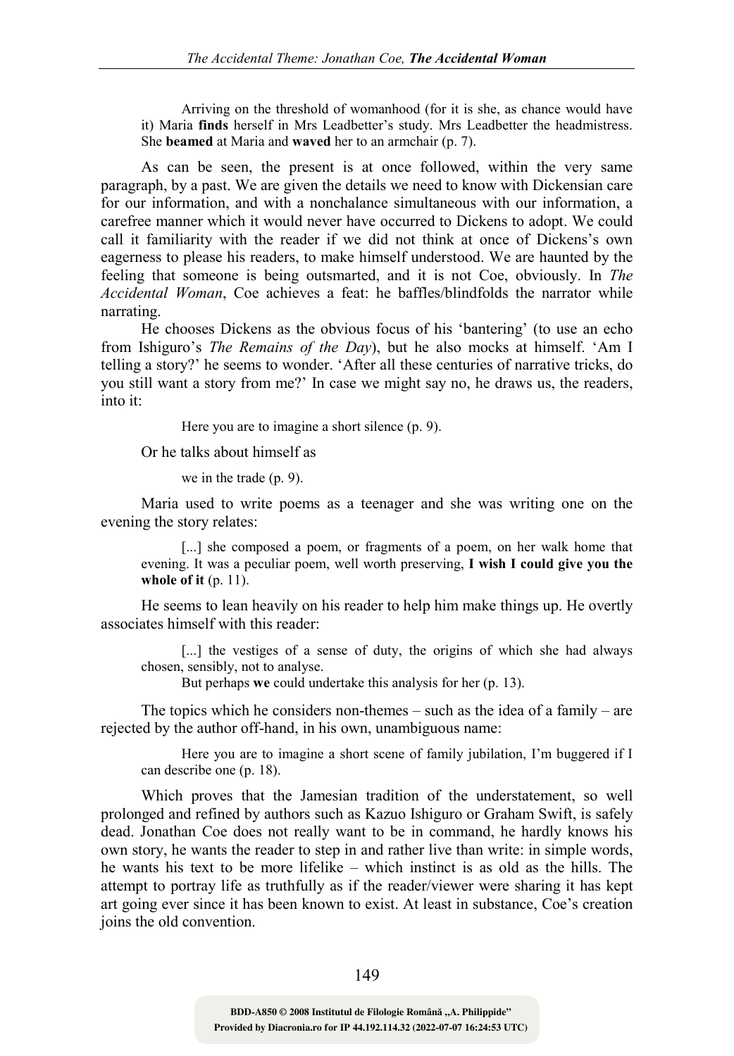> Arriving on the threshold of womanhood (for it is she, as chance would have it) Maria **finds** herself in Mrs Leadbetter's study. Mrs Leadbetter the headmistress. She **beamed** at Maria and **waved** her to an armchair (p. 7).

As can be seen, the present is at once followed, within the very same paragraph, by a past. We are given the details we need to know with Dickensian care for our information, and with a nonchalance simultaneous with our information, a carefree manner which it would never have occurred to Dickens to adopt. We could call it familiarity with the reader if we did not think at once of Dickens's own eagerness to please his readers, to make himself understood. We are haunted by the feeling that someone is being outsmarted, and it is not Coe, obviously. In *The Accidental Woman*, Coe achieves a feat: he baffles/blindfolds the narrator while narrating.

He chooses Dickens as the obvious focus of his 'bantering' (to use an echo from Ishiguro's *The Remains of the Day*), but he also mocks at himself. 'Am I telling a story?' he seems to wonder. 'After all these centuries of narrative tricks, do you still want a story from me?' In case we might say no, he draws us, the readers, into it:

> Here you are to imagine a short silence (p. 9).

Or he talks about himself as

> we in the trade (p. 9).

Maria used to write poems as a teenager and she was writing one on the evening the story relates:

> [...] she composed a poem, or fragments of a poem, on her walk home that evening. It was a peculiar poem, well worth preserving, **I wish I could give you the whole of it** (p. 11).

He seems to lean heavily on his reader to help him make things up. He overtly associates himself with this reader:

> [...] the vestiges of a sense of duty, the origins of which she had always chosen, sensibly, not to analyse.
>
> But perhaps **we** could undertake this analysis for her (p. 13).

The topics which he considers non-themes – such as the idea of a family – are rejected by the author off-hand, in his own, unambiguous name:

> Here you are to imagine a short scene of family jubilation, I'm buggered if I can describe one (p. 18).

Which proves that the Jamesian tradition of the understatement, so well prolonged and refined by authors such as Kazuo Ishiguro or Graham Swift, is safely dead. Jonathan Coe does not really want to be in command, he hardly knows his own story, he wants the reader to step in and rather live than write: in simple words, he wants his text to be more lifelike – which instinct is as old as the hills. The attempt to portray life as truthfully as if the reader/viewer were sharing it has kept art going ever since it has been known to exist. At least in substance, Coe's creation joins the old convention.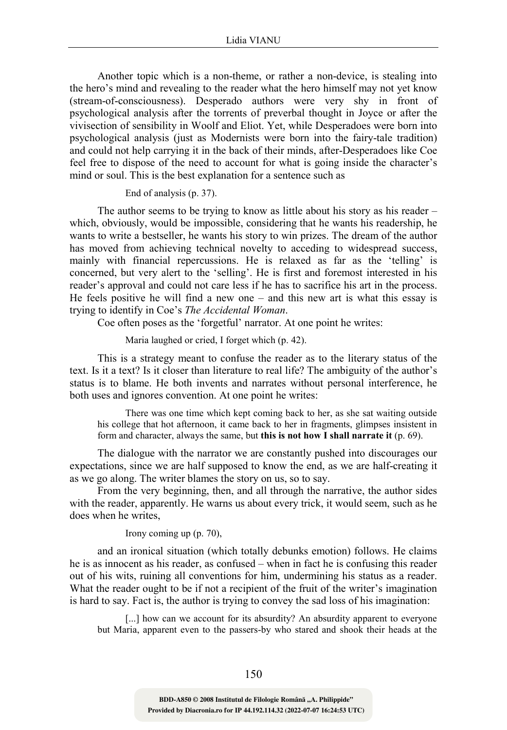Another topic which is a non-theme, or rather a non-device, is stealing into the hero's mind and revealing to the reader what the hero himself may not yet know (stream-of-consciousness). Desperado authors were very shy in front of psychological analysis after the torrents of preverbal thought in Joyce or after the vivisection of sensibility in Woolf and Eliot. Yet, while Desperadoes were born into psychological analysis (just as Modernists were born into the fairy-tale tradition) and could not help carrying it in the back of their minds, after-Desperadoes like Coe feel free to dispose of the need to account for what is going inside the character's mind or soul. This is the best explanation for a sentence such as

> End of analysis (p. 37).

The author seems to be trying to know as little about his story as his reader – which, obviously, would be impossible, considering that he wants his readership, he wants to write a bestseller, he wants his story to win prizes. The dream of the author has moved from achieving technical novelty to acceding to widespread success, mainly with financial repercussions. He is relaxed as far as the 'telling' is concerned, but very alert to the 'selling'. He is first and foremost interested in his reader's approval and could not care less if he has to sacrifice his art in the process. He feels positive he will find a new one – and this new art is what this essay is trying to identify in Coe's *The Accidental Woman*.

Coe often poses as the 'forgetful' narrator. At one point he writes:

> Maria laughed or cried, I forget which (p. 42).

This is a strategy meant to confuse the reader as to the literary status of the text. Is it a text? Is it closer than literature to real life? The ambiguity of the author's status is to blame. He both invents and narrates without personal interference, he both uses and ignores convention. At one point he writes:

> There was one time which kept coming back to her, as she sat waiting outside his college that hot afternoon, it came back to her in fragments, glimpses insistent in form and character, always the same, but **this is not how I shall narrate it** (p. 69).

The dialogue with the narrator we are constantly pushed into discourages our expectations, since we are half supposed to know the end, as we are half-creating it as we go along. The writer blames the story on us, so to say.

From the very beginning, then, and all through the narrative, the author sides with the reader, apparently. He warns us about every trick, it would seem, such as he does when he writes,

> Irony coming up (p. 70),

and an ironical situation (which totally debunks emotion) follows. He claims he is as innocent as his reader, as confused – when in fact he is confusing this reader out of his wits, ruining all conventions for him, undermining his status as a reader. What the reader ought to be if not a recipient of the fruit of the writer's imagination is hard to say. Fact is, the author is trying to convey the sad loss of his imagination:

> [...] how can we account for its absurdity? An absurdity apparent to everyone but Maria, apparent even to the passers-by who stared and shook their heads at the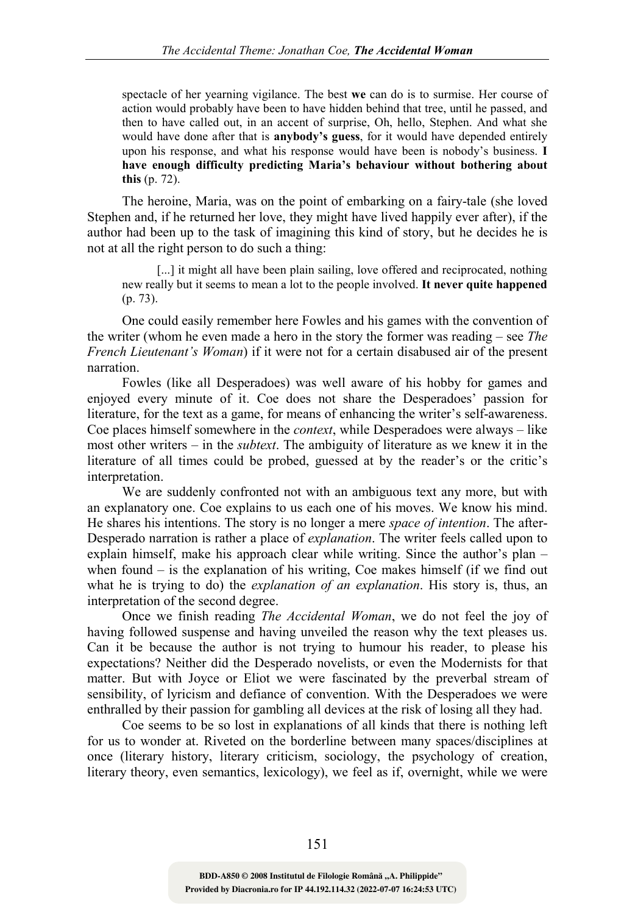> spectacle of her yearning vigilance. The best **we** can do is to surmise. Her course of action would probably have been to have hidden behind that tree, until he passed, and then to have called out, in an accent of surprise, Oh, hello, Stephen. And what she would have done after that is **anybody's guess**, for it would have depended entirely upon his response, and what his response would have been is nobody's business. **I have enough difficulty predicting Maria's behaviour without bothering about this** (p. 72).

The heroine, Maria, was on the point of embarking on a fairy-tale (she loved Stephen and, if he returned her love, they might have lived happily ever after), if the author had been up to the task of imagining this kind of story, but he decides he is not at all the right person to do such a thing:

> [...] it might all have been plain sailing, love offered and reciprocated, nothing new really but it seems to mean a lot to the people involved. **It never quite happened** (p. 73).

One could easily remember here Fowles and his games with the convention of the writer (whom he even made a hero in the story the former was reading – see *The French Lieutenant's Woman*) if it were not for a certain disabused air of the present narration.

Fowles (like all Desperadoes) was well aware of his hobby for games and enjoyed every minute of it. Coe does not share the Desperadoes' passion for literature, for the text as a game, for means of enhancing the writer's self-awareness. Coe places himself somewhere in the *context*, while Desperadoes were always – like most other writers – in the *subtext*. The ambiguity of literature as we knew it in the literature of all times could be probed, guessed at by the reader's or the critic's interpretation.

We are suddenly confronted not with an ambiguous text any more, but with an explanatory one. Coe explains to us each one of his moves. We know his mind. He shares his intentions. The story is no longer a mere *space of intention*. The after-Desperado narration is rather a place of *explanation*. The writer feels called upon to explain himself, make his approach clear while writing. Since the author's plan – when found – is the explanation of his writing, Coe makes himself (if we find out what he is trying to do) the *explanation of an explanation*. His story is, thus, an interpretation of the second degree.

Once we finish reading *The Accidental Woman*, we do not feel the joy of having followed suspense and having unveiled the reason why the text pleases us. Can it be because the author is not trying to humour his reader, to please his expectations? Neither did the Desperado novelists, or even the Modernists for that matter. But with Joyce or Eliot we were fascinated by the preverbal stream of sensibility, of lyricism and defiance of convention. With the Desperadoes we were enthralled by their passion for gambling all devices at the risk of losing all they had.

Coe seems to be so lost in explanations of all kinds that there is nothing left for us to wonder at. Riveted on the borderline between many spaces/disciplines at once (literary history, literary criticism, sociology, the psychology of creation, literary theory, even semantics, lexicology), we feel as if, overnight, while we were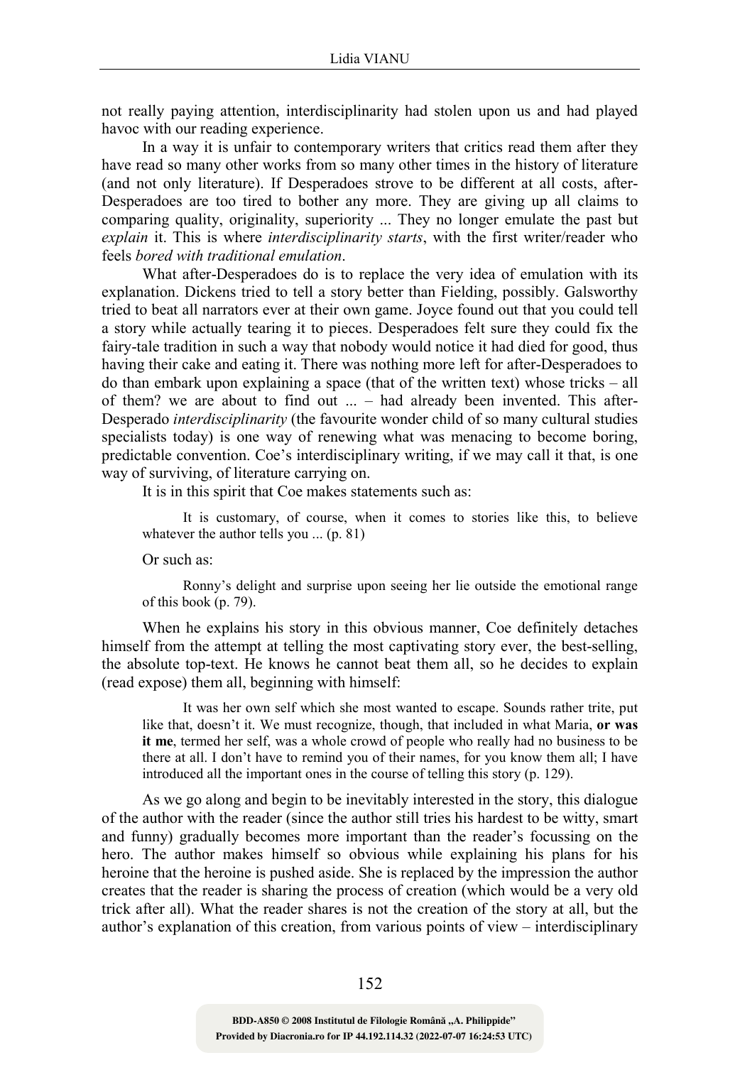not really paying attention, interdisciplinarity had stolen upon us and had played havoc with our reading experience.

In a way it is unfair to contemporary writers that critics read them after they have read so many other works from so many other times in the history of literature (and not only literature). If Desperadoes strove to be different at all costs, after-Desperadoes are too tired to bother any more. They are giving up all claims to comparing quality, originality, superiority ... They no longer emulate the past but *explain* it. This is where *interdisciplinarity starts*, with the first writer/reader who feels *bored with traditional emulation*.

What after-Desperadoes do is to replace the very idea of emulation with its explanation. Dickens tried to tell a story better than Fielding, possibly. Galsworthy tried to beat all narrators ever at their own game. Joyce found out that you could tell a story while actually tearing it to pieces. Desperadoes felt sure they could fix the fairy-tale tradition in such a way that nobody would notice it had died for good, thus having their cake and eating it. There was nothing more left for after-Desperadoes to do than embark upon explaining a space (that of the written text) whose tricks – all of them? we are about to find out ... – had already been invented. This after-Desperado *interdisciplinarity* (the favourite wonder child of so many cultural studies specialists today) is one way of renewing what was menacing to become boring, predictable convention. Coe's interdisciplinary writing, if we may call it that, is one way of surviving, of literature carrying on.

It is in this spirit that Coe makes statements such as:

> It is customary, of course, when it comes to stories like this, to believe whatever the author tells you ... (p. 81)

Or such as:

> Ronny's delight and surprise upon seeing her lie outside the emotional range of this book (p. 79).

When he explains his story in this obvious manner, Coe definitely detaches himself from the attempt at telling the most captivating story ever, the best-selling, the absolute top-text. He knows he cannot beat them all, so he decides to explain (read expose) them all, beginning with himself:

> It was her own self which she most wanted to escape. Sounds rather trite, put like that, doesn't it. We must recognize, though, that included in what Maria, **or was it me**, termed her self, was a whole crowd of people who really had no business to be there at all. I don't have to remind you of their names, for you know them all; I have introduced all the important ones in the course of telling this story (p. 129).

As we go along and begin to be inevitably interested in the story, this dialogue of the author with the reader (since the author still tries his hardest to be witty, smart and funny) gradually becomes more important than the reader's focussing on the hero. The author makes himself so obvious while explaining his plans for his heroine that the heroine is pushed aside. She is replaced by the impression the author creates that the reader is sharing the process of creation (which would be a very old trick after all). What the reader shares is not the creation of the story at all, but the author's explanation of this creation, from various points of view – interdisciplinary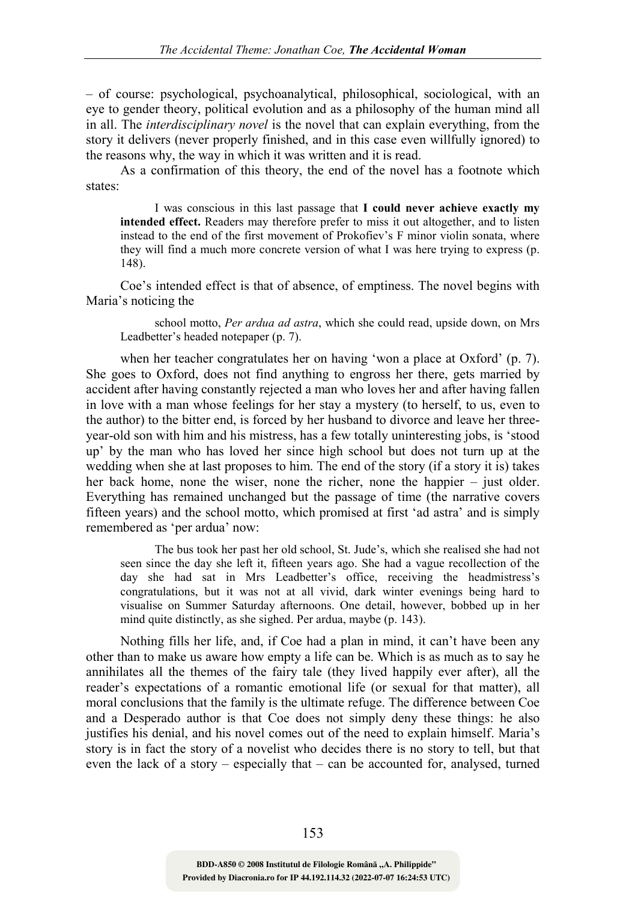– of course: psychological, psychoanalytical, philosophical, sociological, with an eye to gender theory, political evolution and as a philosophy of the human mind all in all. The *interdisciplinary novel* is the novel that can explain everything, from the story it delivers (never properly finished, and in this case even willfully ignored) to the reasons why, the way in which it was written and it is read.

As a confirmation of this theory, the end of the novel has a footnote which states:

> I was conscious in this last passage that **I could never achieve exactly my intended effect.** Readers may therefore prefer to miss it out altogether, and to listen instead to the end of the first movement of Prokofiev's F minor violin sonata, where they will find a much more concrete version of what I was here trying to express (p. 148).

Coe's intended effect is that of absence, of emptiness. The novel begins with Maria's noticing the

> school motto, *Per ardua ad astra*, which she could read, upside down, on Mrs Leadbetter's headed notepaper (p. 7).

when her teacher congratulates her on having 'won a place at Oxford' (p. 7). She goes to Oxford, does not find anything to engross her there, gets married by accident after having constantly rejected a man who loves her and after having fallen in love with a man whose feelings for her stay a mystery (to herself, to us, even to the author) to the bitter end, is forced by her husband to divorce and leave her three-year-old son with him and his mistress, has a few totally uninteresting jobs, is 'stood up' by the man who has loved her since high school but does not turn up at the wedding when she at last proposes to him. The end of the story (if a story it is) takes her back home, none the wiser, none the richer, none the happier – just older. Everything has remained unchanged but the passage of time (the narrative covers fifteen years) and the school motto, which promised at first 'ad astra' and is simply remembered as 'per ardua' now:

> The bus took her past her old school, St. Jude's, which she realised she had not seen since the day she left it, fifteen years ago. She had a vague recollection of the day she had sat in Mrs Leadbetter's office, receiving the headmistress's congratulations, but it was not at all vivid, dark winter evenings being hard to visualise on Summer Saturday afternoons. One detail, however, bobbed up in her mind quite distinctly, as she sighed. Per ardua, maybe (p. 143).

Nothing fills her life, and, if Coe had a plan in mind, it can't have been any other than to make us aware how empty a life can be. Which is as much as to say he annihilates all the themes of the fairy tale (they lived happily ever after), all the reader's expectations of a romantic emotional life (or sexual for that matter), all moral conclusions that the family is the ultimate refuge. The difference between Coe and a Desperado author is that Coe does not simply deny these things: he also justifies his denial, and his novel comes out of the need to explain himself. Maria's story is in fact the story of a novelist who decides there is no story to tell, but that even the lack of a story – especially that – can be accounted for, analysed, turned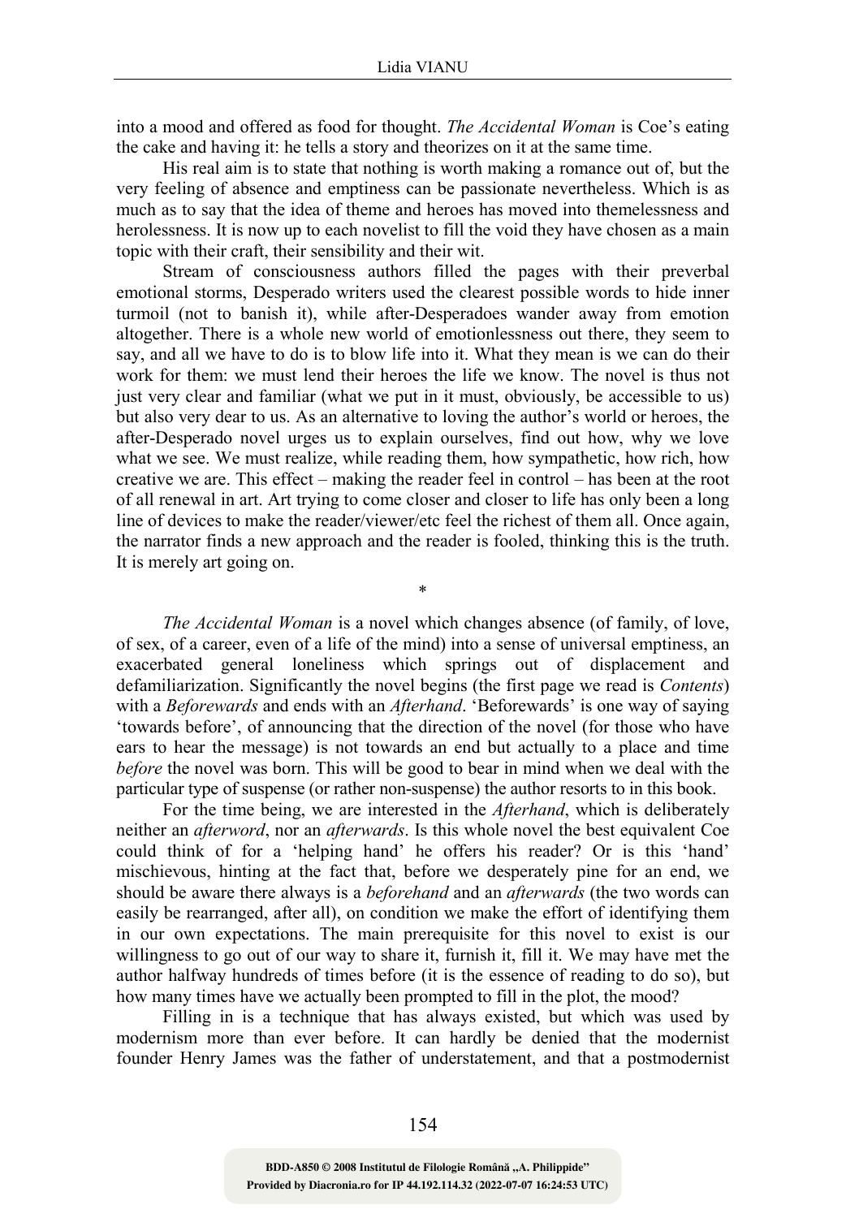into a mood and offered as food for thought. *The Accidental Woman* is Coe's eating the cake and having it: he tells a story and theorizes on it at the same time.

His real aim is to state that nothing is worth making a romance out of, but the very feeling of absence and emptiness can be passionate nevertheless. Which is as much as to say that the idea of theme and heroes has moved into themelessness and herolessness. It is now up to each novelist to fill the void they have chosen as a main topic with their craft, their sensibility and their wit.

Stream of consciousness authors filled the pages with their preverbal emotional storms, Desperado writers used the clearest possible words to hide inner turmoil (not to banish it), while after-Desperadoes wander away from emotion altogether. There is a whole new world of emotionlessness out there, they seem to say, and all we have to do is to blow life into it. What they mean is we can do their work for them: we must lend their heroes the life we know. The novel is thus not just very clear and familiar (what we put in it must, obviously, be accessible to us) but also very dear to us. As an alternative to loving the author's world or heroes, the after-Desperado novel urges us to explain ourselves, find out how, why we love what we see. We must realize, while reading them, how sympathetic, how rich, how creative we are. This effect – making the reader feel in control – has been at the root of all renewal in art. Art trying to come closer and closer to life has only been a long line of devices to make the reader/viewer/etc feel the richest of them all. Once again, the narrator finds a new approach and the reader is fooled, thinking this is the truth. It is merely art going on.

*

*The Accidental Woman* is a novel which changes absence (of family, of love, of sex, of a career, even of a life of the mind) into a sense of universal emptiness, an exacerbated general loneliness which springs out of displacement and defamiliarization. Significantly the novel begins (the first page we read is *Contents*) with a *Beforewards* and ends with an *Afterhand*. 'Beforewards' is one way of saying 'towards before', of announcing that the direction of the novel (for those who have ears to hear the message) is not towards an end but actually to a place and time *before* the novel was born. This will be good to bear in mind when we deal with the particular type of suspense (or rather non-suspense) the author resorts to in this book.

For the time being, we are interested in the *Afterhand*, which is deliberately neither an *afterword*, nor an *afterwards*. Is this whole novel the best equivalent Coe could think of for a 'helping hand' he offers his reader? Or is this 'hand' mischievous, hinting at the fact that, before we desperately pine for an end, we should be aware there always is a *beforehand* and an *afterwards* (the two words can easily be rearranged, after all), on condition we make the effort of identifying them in our own expectations. The main prerequisite for this novel to exist is our willingness to go out of our way to share it, furnish it, fill it. We may have met the author halfway hundreds of times before (it is the essence of reading to do so), but how many times have we actually been prompted to fill in the plot, the mood?

Filling in is a technique that has always existed, but which was used by modernism more than ever before. It can hardly be denied that the modernist founder Henry James was the father of understatement, and that a postmodernist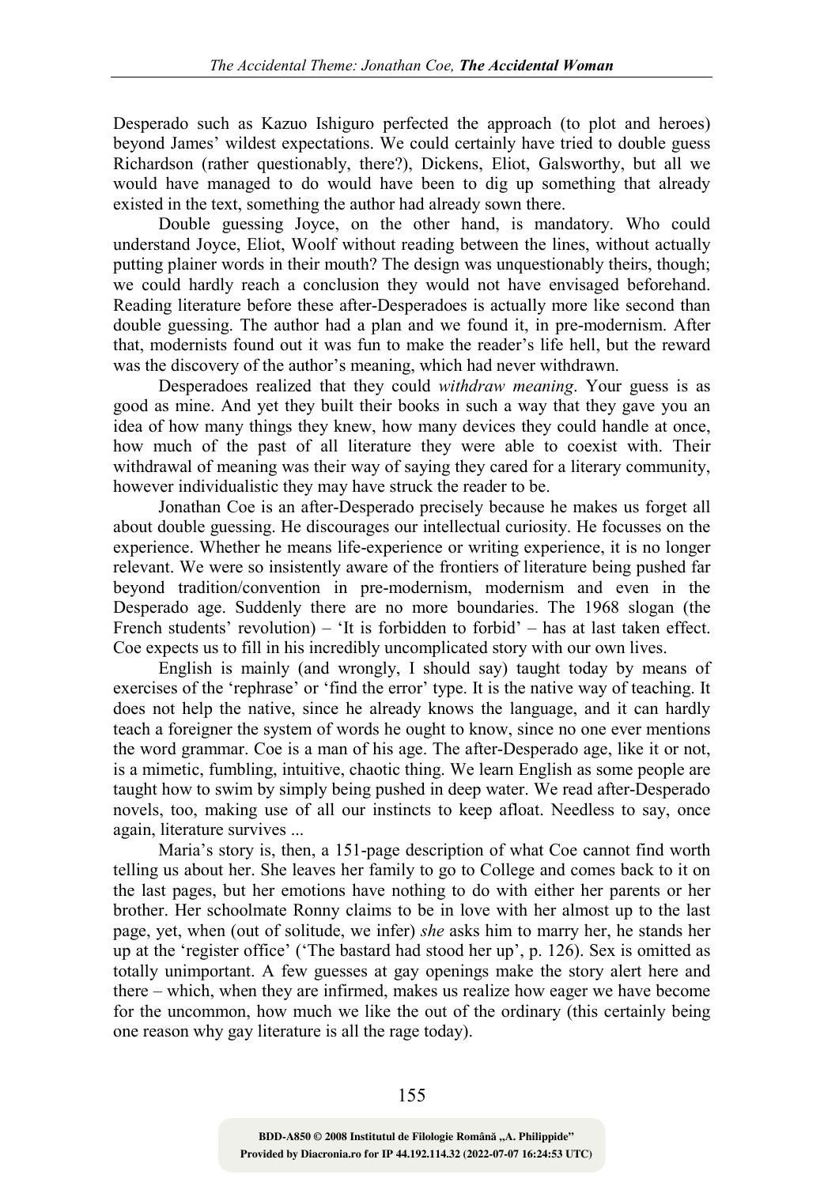Desperado such as Kazuo Ishiguro perfected the approach (to plot and heroes) beyond James' wildest expectations. We could certainly have tried to double guess Richardson (rather questionably, there?), Dickens, Eliot, Galsworthy, but all we would have managed to do would have been to dig up something that already existed in the text, something the author had already sown there.

Double guessing Joyce, on the other hand, is mandatory. Who could understand Joyce, Eliot, Woolf without reading between the lines, without actually putting plainer words in their mouth? The design was unquestionably theirs, though; we could hardly reach a conclusion they would not have envisaged beforehand. Reading literature before these after-Desperadoes is actually more like second than double guessing. The author had a plan and we found it, in pre-modernism. After that, modernists found out it was fun to make the reader's life hell, but the reward was the discovery of the author's meaning, which had never withdrawn.

Desperadoes realized that they could *withdraw meaning*. Your guess is as good as mine. And yet they built their books in such a way that they gave you an idea of how many things they knew, how many devices they could handle at once, how much of the past of all literature they were able to coexist with. Their withdrawal of meaning was their way of saying they cared for a literary community, however individualistic they may have struck the reader to be.

Jonathan Coe is an after-Desperado precisely because he makes us forget all about double guessing. He discourages our intellectual curiosity. He focusses on the experience. Whether he means life-experience or writing experience, it is no longer relevant. We were so insistently aware of the frontiers of literature being pushed far beyond tradition/convention in pre-modernism, modernism and even in the Desperado age. Suddenly there are no more boundaries. The 1968 slogan (the French students' revolution) – 'It is forbidden to forbid' – has at last taken effect. Coe expects us to fill in his incredibly uncomplicated story with our own lives.

English is mainly (and wrongly, I should say) taught today by means of exercises of the 'rephrase' or 'find the error' type. It is the native way of teaching. It does not help the native, since he already knows the language, and it can hardly teach a foreigner the system of words he ought to know, since no one ever mentions the word grammar. Coe is a man of his age. The after-Desperado age, like it or not, is a mimetic, fumbling, intuitive, chaotic thing. We learn English as some people are taught how to swim by simply being pushed in deep water. We read after-Desperado novels, too, making use of all our instincts to keep afloat. Needless to say, once again, literature survives ...

Maria's story is, then, a 151-page description of what Coe cannot find worth telling us about her. She leaves her family to go to College and comes back to it on the last pages, but her emotions have nothing to do with either her parents or her brother. Her schoolmate Ronny claims to be in love with her almost up to the last page, yet, when (out of solitude, we infer) *she* asks him to marry her, he stands her up at the 'register office' ('The bastard had stood her up', p. 126). Sex is omitted as totally unimportant. A few guesses at gay openings make the story alert here and there – which, when they are infirmed, makes us realize how eager we have become for the uncommon, how much we like the out of the ordinary (this certainly being one reason why gay literature is all the rage today).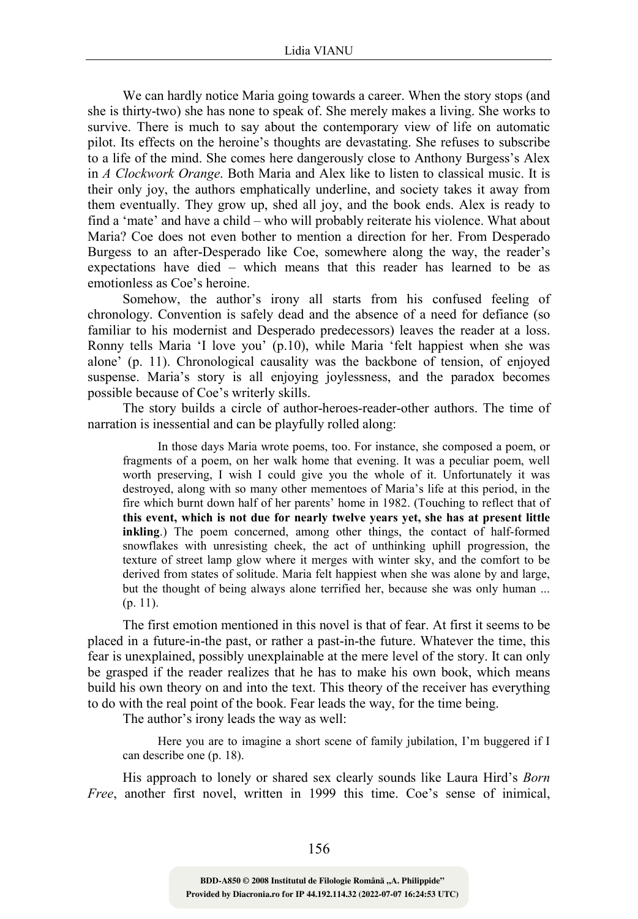We can hardly notice Maria going towards a career. When the story stops (and she is thirty-two) she has none to speak of. She merely makes a living. She works to survive. There is much to say about the contemporary view of life on automatic pilot. Its effects on the heroine's thoughts are devastating. She refuses to subscribe to a life of the mind. She comes here dangerously close to Anthony Burgess's Alex in *A Clockwork Orange*. Both Maria and Alex like to listen to classical music. It is their only joy, the authors emphatically underline, and society takes it away from them eventually. They grow up, shed all joy, and the book ends. Alex is ready to find a 'mate' and have a child – who will probably reiterate his violence. What about Maria? Coe does not even bother to mention a direction for her. From Desperado Burgess to an after-Desperado like Coe, somewhere along the way, the reader's expectations have died – which means that this reader has learned to be as emotionless as Coe's heroine.

Somehow, the author's irony all starts from his confused feeling of chronology. Convention is safely dead and the absence of a need for defiance (so familiar to his modernist and Desperado predecessors) leaves the reader at a loss. Ronny tells Maria 'I love you' (p.10), while Maria 'felt happiest when she was alone' (p. 11). Chronological causality was the backbone of tension, of enjoyed suspense. Maria's story is all enjoying joylessness, and the paradox becomes possible because of Coe's writerly skills.

The story builds a circle of author-heroes-reader-other authors. The time of narration is inessential and can be playfully rolled along:

> In those days Maria wrote poems, too. For instance, she composed a poem, or fragments of a poem, on her walk home that evening. It was a peculiar poem, well worth preserving, I wish I could give you the whole of it. Unfortunately it was destroyed, along with so many other mementoes of Maria's life at this period, in the fire which burnt down half of her parents' home in 1982. (Touching to reflect that of **this event, which is not due for nearly twelve years yet, she has at present little inkling**.) The poem concerned, among other things, the contact of half-formed snowflakes with unresisting cheek, the act of unthinking uphill progression, the texture of street lamp glow where it merges with winter sky, and the comfort to be derived from states of solitude. Maria felt happiest when she was alone by and large, but the thought of being always alone terrified her, because she was only human ... (p. 11).

The first emotion mentioned in this novel is that of fear. At first it seems to be placed in a future-in-the past, or rather a past-in-the future. Whatever the time, this fear is unexplained, possibly unexplainable at the mere level of the story. It can only be grasped if the reader realizes that he has to make his own book, which means build his own theory on and into the text. This theory of the receiver has everything to do with the real point of the book. Fear leads the way, for the time being.

The author's irony leads the way as well:

> Here you are to imagine a short scene of family jubilation, I'm buggered if I can describe one (p. 18).

His approach to lonely or shared sex clearly sounds like Laura Hird's *Born Free*, another first novel, written in 1999 this time. Coe's sense of inimical,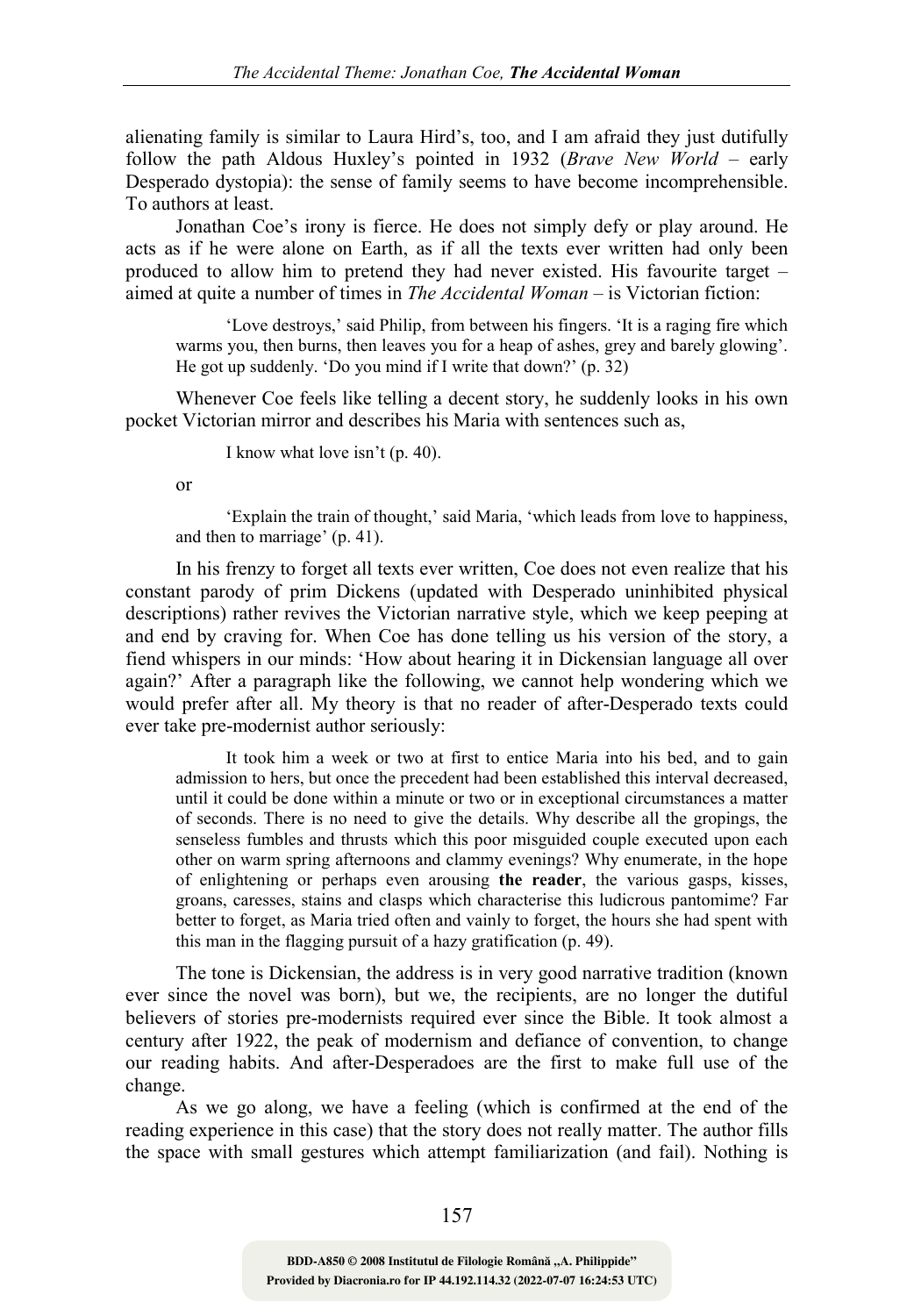alienating family is similar to Laura Hird's, too, and I am afraid they just dutifully follow the path Aldous Huxley's pointed in 1932 (*Brave New World* – early Desperado dystopia): the sense of family seems to have become incomprehensible. To authors at least.

Jonathan Coe's irony is fierce. He does not simply defy or play around. He acts as if he were alone on Earth, as if all the texts ever written had only been produced to allow him to pretend they had never existed. His favourite target – aimed at quite a number of times in *The Accidental Woman* – is Victorian fiction:

> 'Love destroys,' said Philip, from between his fingers. 'It is a raging fire which warms you, then burns, then leaves you for a heap of ashes, grey and barely glowing'. He got up suddenly. 'Do you mind if I write that down?' (p. 32)

Whenever Coe feels like telling a decent story, he suddenly looks in his own pocket Victorian mirror and describes his Maria with sentences such as,

> I know what love isn't (p. 40).

or

> 'Explain the train of thought,' said Maria, 'which leads from love to happiness, and then to marriage' (p. 41).

In his frenzy to forget all texts ever written, Coe does not even realize that his constant parody of prim Dickens (updated with Desperado uninhibited physical descriptions) rather revives the Victorian narrative style, which we keep peeping at and end by craving for. When Coe has done telling us his version of the story, a fiend whispers in our minds: 'How about hearing it in Dickensian language all over again?' After a paragraph like the following, we cannot help wondering which we would prefer after all. My theory is that no reader of after-Desperado texts could ever take pre-modernist author seriously:

> It took him a week or two at first to entice Maria into his bed, and to gain admission to hers, but once the precedent had been established this interval decreased, until it could be done within a minute or two or in exceptional circumstances a matter of seconds. There is no need to give the details. Why describe all the gropings, the senseless fumbles and thrusts which this poor misguided couple executed upon each other on warm spring afternoons and clammy evenings? Why enumerate, in the hope of enlightening or perhaps even arousing **the reader**, the various gasps, kisses, groans, caresses, stains and clasps which characterise this ludicrous pantomime? Far better to forget, as Maria tried often and vainly to forget, the hours she had spent with this man in the flagging pursuit of a hazy gratification (p. 49).

The tone is Dickensian, the address is in very good narrative tradition (known ever since the novel was born), but we, the recipients, are no longer the dutiful believers of stories pre-modernists required ever since the Bible. It took almost a century after 1922, the peak of modernism and defiance of convention, to change our reading habits. And after-Desperadoes are the first to make full use of the change.

As we go along, we have a feeling (which is confirmed at the end of the reading experience in this case) that the story does not really matter. The author fills the space with small gestures which attempt familiarization (and fail). Nothing is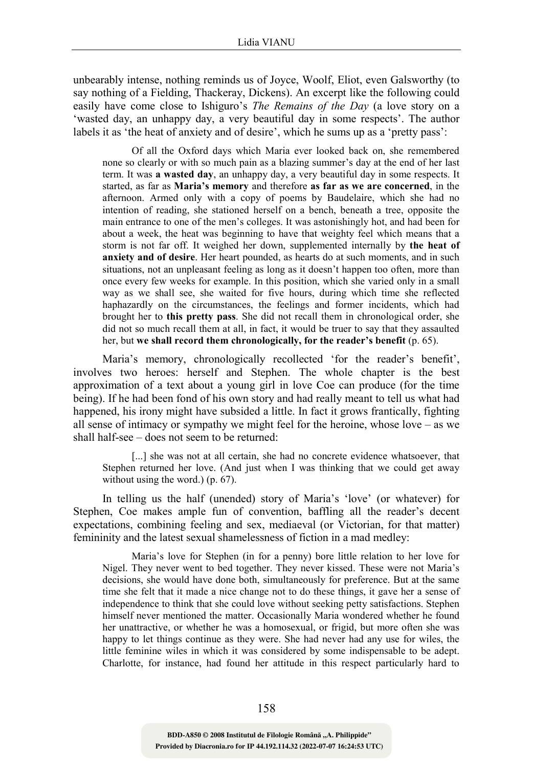unbearably intense, nothing reminds us of Joyce, Woolf, Eliot, even Galsworthy (to say nothing of a Fielding, Thackeray, Dickens). An excerpt like the following could easily have come close to Ishiguro's *The Remains of the Day* (a love story on a 'wasted day, an unhappy day, a very beautiful day in some respects'. The author labels it as 'the heat of anxiety and of desire', which he sums up as a 'pretty pass':

> Of all the Oxford days which Maria ever looked back on, she remembered none so clearly or with so much pain as a blazing summer's day at the end of her last term. It was **a wasted day**, an unhappy day, a very beautiful day in some respects. It started, as far as **Maria's memory** and therefore **as far as we are concerned**, in the afternoon. Armed only with a copy of poems by Baudelaire, which she had no intention of reading, she stationed herself on a bench, beneath a tree, opposite the main entrance to one of the men's colleges. It was astonishingly hot, and had been for about a week, the heat was beginning to have that weighty feel which means that a storm is not far off. It weighed her down, supplemented internally by **the heat of anxiety and of desire**. Her heart pounded, as hearts do at such moments, and in such situations, not an unpleasant feeling as long as it doesn't happen too often, more than once every few weeks for example. In this position, which she varied only in a small way as we shall see, she waited for five hours, during which time she reflected haphazardly on the circumstances, the feelings and former incidents, which had brought her to **this pretty pass**. She did not recall them in chronological order, she did not so much recall them at all, in fact, it would be truer to say that they assaulted her, but **we shall record them chronologically, for the reader's benefit** (p. 65).

Maria's memory, chronologically recollected 'for the reader's benefit', involves two heroes: herself and Stephen. The whole chapter is the best approximation of a text about a young girl in love Coe can produce (for the time being). If he had been fond of his own story and had really meant to tell us what had happened, his irony might have subsided a little. In fact it grows frantically, fighting all sense of intimacy or sympathy we might feel for the heroine, whose love – as we shall half-see – does not seem to be returned:

> [...] she was not at all certain, she had no concrete evidence whatsoever, that Stephen returned her love. (And just when I was thinking that we could get away without using the word.) (p. 67).

In telling us the half (unended) story of Maria's 'love' (or whatever) for Stephen, Coe makes ample fun of convention, baffling all the reader's decent expectations, combining feeling and sex, mediaeval (or Victorian, for that matter) femininity and the latest sexual shamelessness of fiction in a mad medley:

> Maria's love for Stephen (in for a penny) bore little relation to her love for Nigel. They never went to bed together. They never kissed. These were not Maria's decisions, she would have done both, simultaneously for preference. But at the same time she felt that it made a nice change not to do these things, it gave her a sense of independence to think that she could love without seeking petty satisfactions. Stephen himself never mentioned the matter. Occasionally Maria wondered whether he found her unattractive, or whether he was a homosexual, or frigid, but more often she was happy to let things continue as they were. She had never had any use for wiles, the little feminine wiles in which it was considered by some indispensable to be adept. Charlotte, for instance, had found her attitude in this respect particularly hard to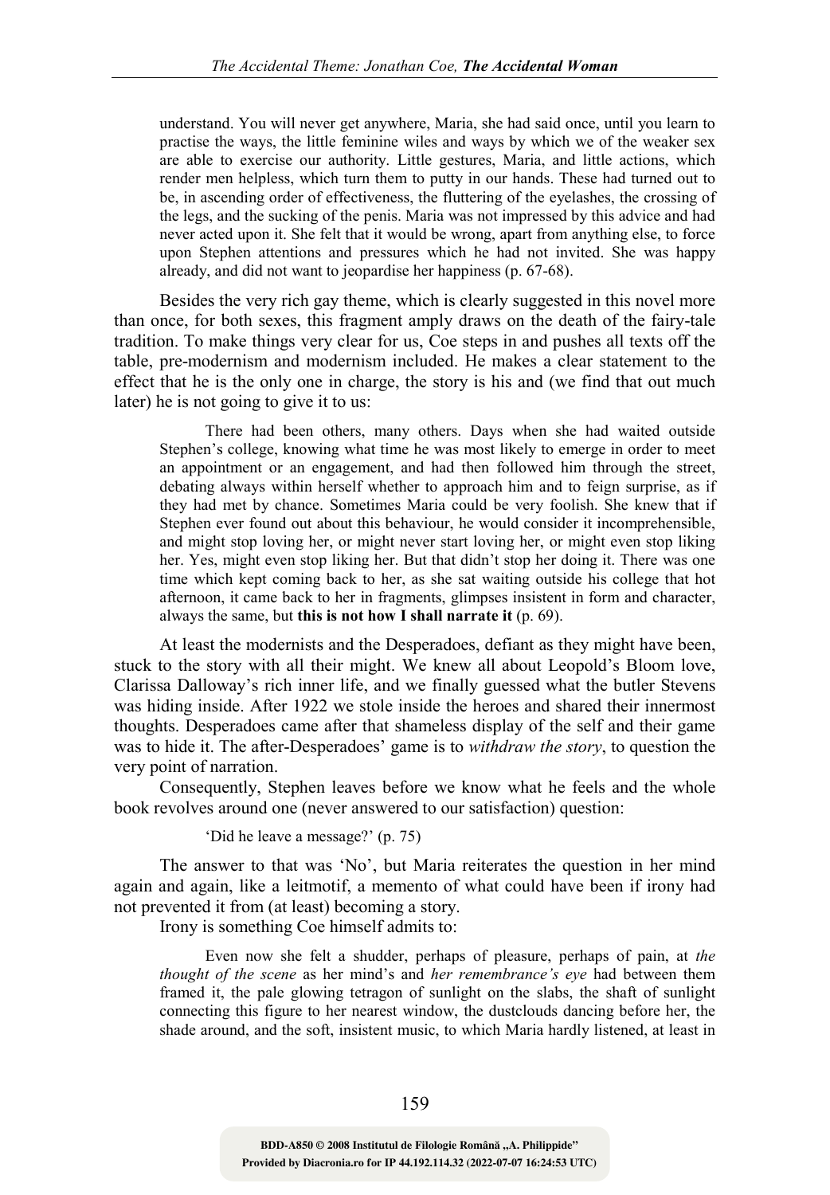> understand. You will never get anywhere, Maria, she had said once, until you learn to practise the ways, the little feminine wiles and ways by which we of the weaker sex are able to exercise our authority. Little gestures, Maria, and little actions, which render men helpless, which turn them to putty in our hands. These had turned out to be, in ascending order of effectiveness, the fluttering of the eyelashes, the crossing of the legs, and the sucking of the penis. Maria was not impressed by this advice and had never acted upon it. She felt that it would be wrong, apart from anything else, to force upon Stephen attentions and pressures which he had not invited. She was happy already, and did not want to jeopardise her happiness (p. 67-68).

Besides the very rich gay theme, which is clearly suggested in this novel more than once, for both sexes, this fragment amply draws on the death of the fairy-tale tradition. To make things very clear for us, Coe steps in and pushes all texts off the table, pre-modernism and modernism included. He makes a clear statement to the effect that he is the only one in charge, the story is his and (we find that out much later) he is not going to give it to us:

> There had been others, many others. Days when she had waited outside Stephen's college, knowing what time he was most likely to emerge in order to meet an appointment or an engagement, and had then followed him through the street, debating always within herself whether to approach him and to feign surprise, as if they had met by chance. Sometimes Maria could be very foolish. She knew that if Stephen ever found out about this behaviour, he would consider it incomprehensible, and might stop loving her, or might never start loving her, or might even stop liking her. Yes, might even stop liking her. But that didn't stop her doing it. There was one time which kept coming back to her, as she sat waiting outside his college that hot afternoon, it came back to her in fragments, glimpses insistent in form and character, always the same, but **this is not how I shall narrate it** (p. 69).

At least the modernists and the Desperadoes, defiant as they might have been, stuck to the story with all their might. We knew all about Leopold's Bloom love, Clarissa Dalloway's rich inner life, and we finally guessed what the butler Stevens was hiding inside. After 1922 we stole inside the heroes and shared their innermost thoughts. Desperadoes came after that shameless display of the self and their game was to hide it. The after-Desperadoes' game is to *withdraw the story*, to question the very point of narration.

Consequently, Stephen leaves before we know what he feels and the whole book revolves around one (never answered to our satisfaction) question:

> 'Did he leave a message?' (p. 75)

The answer to that was 'No', but Maria reiterates the question in her mind again and again, like a leitmotif, a memento of what could have been if irony had not prevented it from (at least) becoming a story.

Irony is something Coe himself admits to:

> Even now she felt a shudder, perhaps of pleasure, perhaps of pain, at *the thought of the scene* as her mind's and *her remembrance's eye* had between them framed it, the pale glowing tetragon of sunlight on the slabs, the shaft of sunlight connecting this figure to her nearest window, the dustclouds dancing before her, the shade around, and the soft, insistent music, to which Maria hardly listened, at least in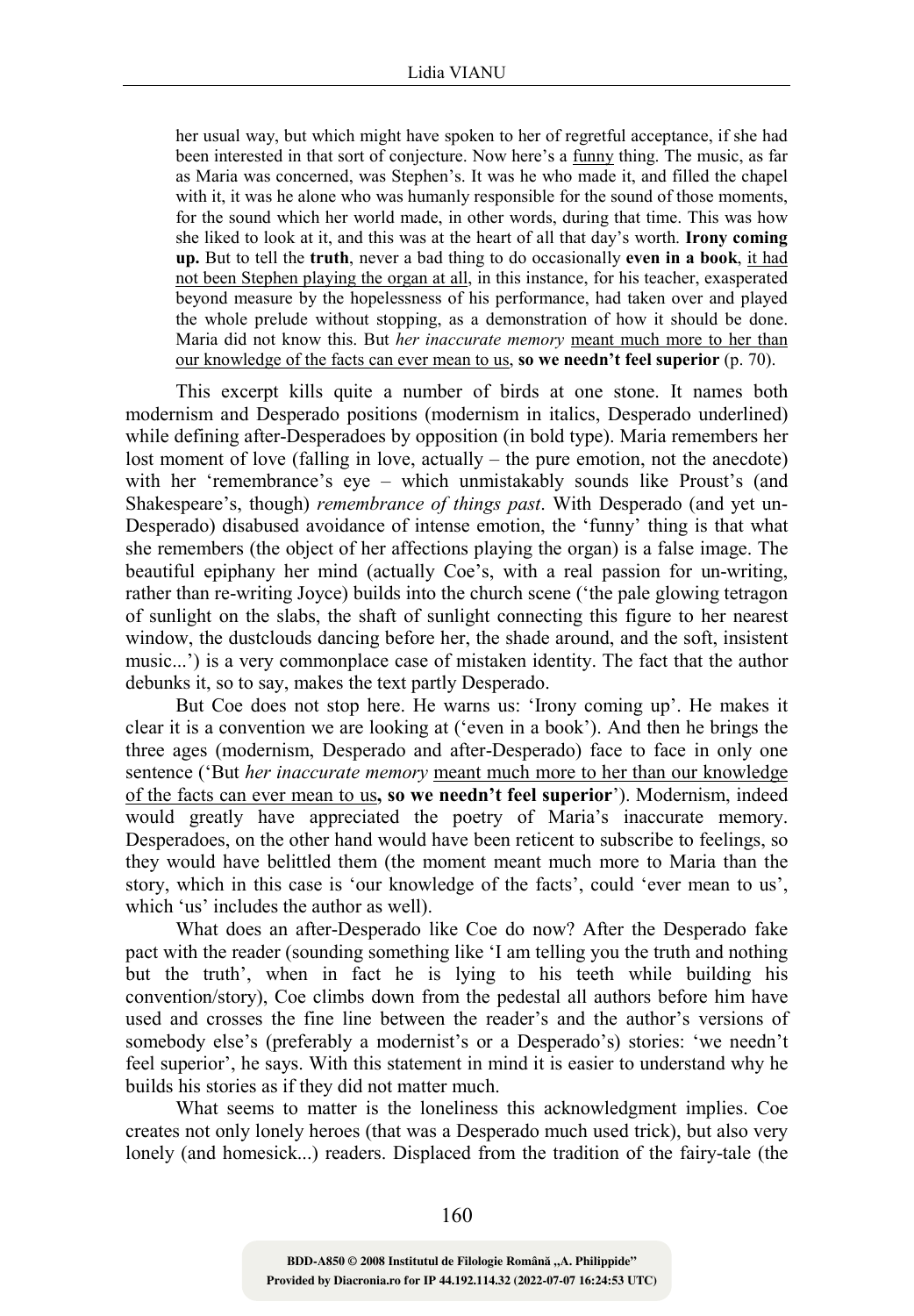> her usual way, but which might have spoken to her of regretful acceptance, if she had been interested in that sort of conjecture. Now here's a <u>funny</u> thing. The music, as far as Maria was concerned, was Stephen's. It was he who made it, and filled the chapel with it, it was he alone who was humanly responsible for the sound of those moments, for the sound which her world made, in other words, during that time. This was how she liked to look at it, and this was at the heart of all that day's worth. **Irony coming up.** But to tell the **truth**, never a bad thing to do occasionally **even in a book**, <u>it had not been Stephen playing the organ at all</u>, in this instance, for his teacher, exasperated beyond measure by the hopelessness of his performance, had taken over and played the whole prelude without stopping, as a demonstration of how it should be done. Maria did not know this. But *her inaccurate memory* <u>meant much more to her than our knowledge of the facts can ever mean to us</u>, **so we needn't feel superior** (p. 70).

This excerpt kills quite a number of birds at one stone. It names both modernism and Desperado positions (modernism in italics, Desperado underlined) while defining after-Desperadoes by opposition (in bold type). Maria remembers her lost moment of love (falling in love, actually – the pure emotion, not the anecdote) with her 'remembrance's eye – which unmistakably sounds like Proust's (and Shakespeare's, though) *remembrance of things past*. With Desperado (and yet un-Desperado) disabused avoidance of intense emotion, the 'funny' thing is that what she remembers (the object of her affections playing the organ) is a false image. The beautiful epiphany her mind (actually Coe's, with a real passion for un-writing, rather than re-writing Joyce) builds into the church scene ('the pale glowing tetragon of sunlight on the slabs, the shaft of sunlight connecting this figure to her nearest window, the dustclouds dancing before her, the shade around, and the soft, insistent music...') is a very commonplace case of mistaken identity. The fact that the author debunks it, so to say, makes the text partly Desperado.

But Coe does not stop here. He warns us: 'Irony coming up'. He makes it clear it is a convention we are looking at ('even in a book'). And then he brings the three ages (modernism, Desperado and after-Desperado) face to face in only one sentence ('But *her inaccurate memory* <u>meant much more to her than our knowledge of the facts can ever mean to us</u>**, so we needn't feel superior**'). Modernism, indeed would greatly have appreciated the poetry of Maria's inaccurate memory. Desperadoes, on the other hand would have been reticent to subscribe to feelings, so they would have belittled them (the moment meant much more to Maria than the story, which in this case is 'our knowledge of the facts', could 'ever mean to us', which 'us' includes the author as well).

What does an after-Desperado like Coe do now? After the Desperado fake pact with the reader (sounding something like 'I am telling you the truth and nothing but the truth', when in fact he is lying to his teeth while building his convention/story), Coe climbs down from the pedestal all authors before him have used and crosses the fine line between the reader's and the author's versions of somebody else's (preferably a modernist's or a Desperado's) stories: 'we needn't feel superior', he says. With this statement in mind it is easier to understand why he builds his stories as if they did not matter much.

What seems to matter is the loneliness this acknowledgment implies. Coe creates not only lonely heroes (that was a Desperado much used trick), but also very lonely (and homesick...) readers. Displaced from the tradition of the fairy-tale (the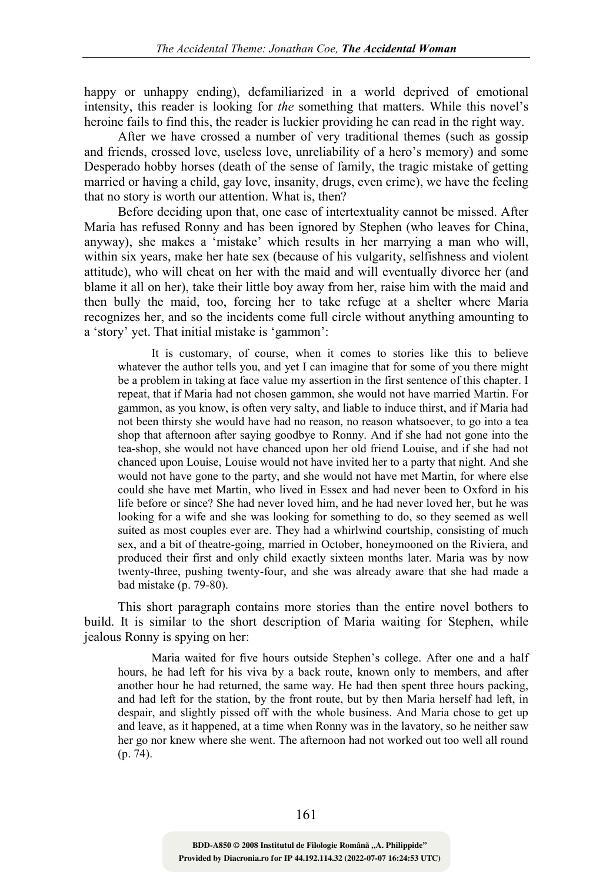happy or unhappy ending), defamiliarized in a world deprived of emotional intensity, this reader is looking for *the* something that matters. While this novel's heroine fails to find this, the reader is luckier providing he can read in the right way.

After we have crossed a number of very traditional themes (such as gossip and friends, crossed love, useless love, unreliability of a hero's memory) and some Desperado hobby horses (death of the sense of family, the tragic mistake of getting married or having a child, gay love, insanity, drugs, even crime), we have the feeling that no story is worth our attention. What is, then?

Before deciding upon that, one case of intertextuality cannot be missed. After Maria has refused Ronny and has been ignored by Stephen (who leaves for China, anyway), she makes a 'mistake' which results in her marrying a man who will, within six years, make her hate sex (because of his vulgarity, selfishness and violent attitude), who will cheat on her with the maid and will eventually divorce her (and blame it all on her), take their little boy away from her, raise him with the maid and then bully the maid, too, forcing her to take refuge at a shelter where Maria recognizes her, and so the incidents come full circle without anything amounting to a 'story' yet. That initial mistake is 'gammon':

> It is customary, of course, when it comes to stories like this to believe whatever the author tells you, and yet I can imagine that for some of you there might be a problem in taking at face value my assertion in the first sentence of this chapter. I repeat, that if Maria had not chosen gammon, she would not have married Martin. For gammon, as you know, is often very salty, and liable to induce thirst, and if Maria had not been thirsty she would have had no reason, no reason whatsoever, to go into a tea shop that afternoon after saying goodbye to Ronny. And if she had not gone into the tea-shop, she would not have chanced upon her old friend Louise, and if she had not chanced upon Louise, Louise would not have invited her to a party that night. And she would not have gone to the party, and she would not have met Martin, for where else could she have met Martin, who lived in Essex and had never been to Oxford in his life before or since? She had never loved him, and he had never loved her, but he was looking for a wife and she was looking for something to do, so they seemed as well suited as most couples ever are. They had a whirlwind courtship, consisting of much sex, and a bit of theatre-going, married in October, honeymooned on the Riviera, and produced their first and only child exactly sixteen months later. Maria was by now twenty-three, pushing twenty-four, and she was already aware that she had made a bad mistake (p. 79-80).

This short paragraph contains more stories than the entire novel bothers to build. It is similar to the short description of Maria waiting for Stephen, while jealous Ronny is spying on her:

> Maria waited for five hours outside Stephen's college. After one and a half hours, he had left for his viva by a back route, known only to members, and after another hour he had returned, the same way. He had then spent three hours packing, and had left for the station, by the front route, but by then Maria herself had left, in despair, and slightly pissed off with the whole business. And Maria chose to get up and leave, as it happened, at a time when Ronny was in the lavatory, so he neither saw her go nor knew where she went. The afternoon had not worked out too well all round (p. 74).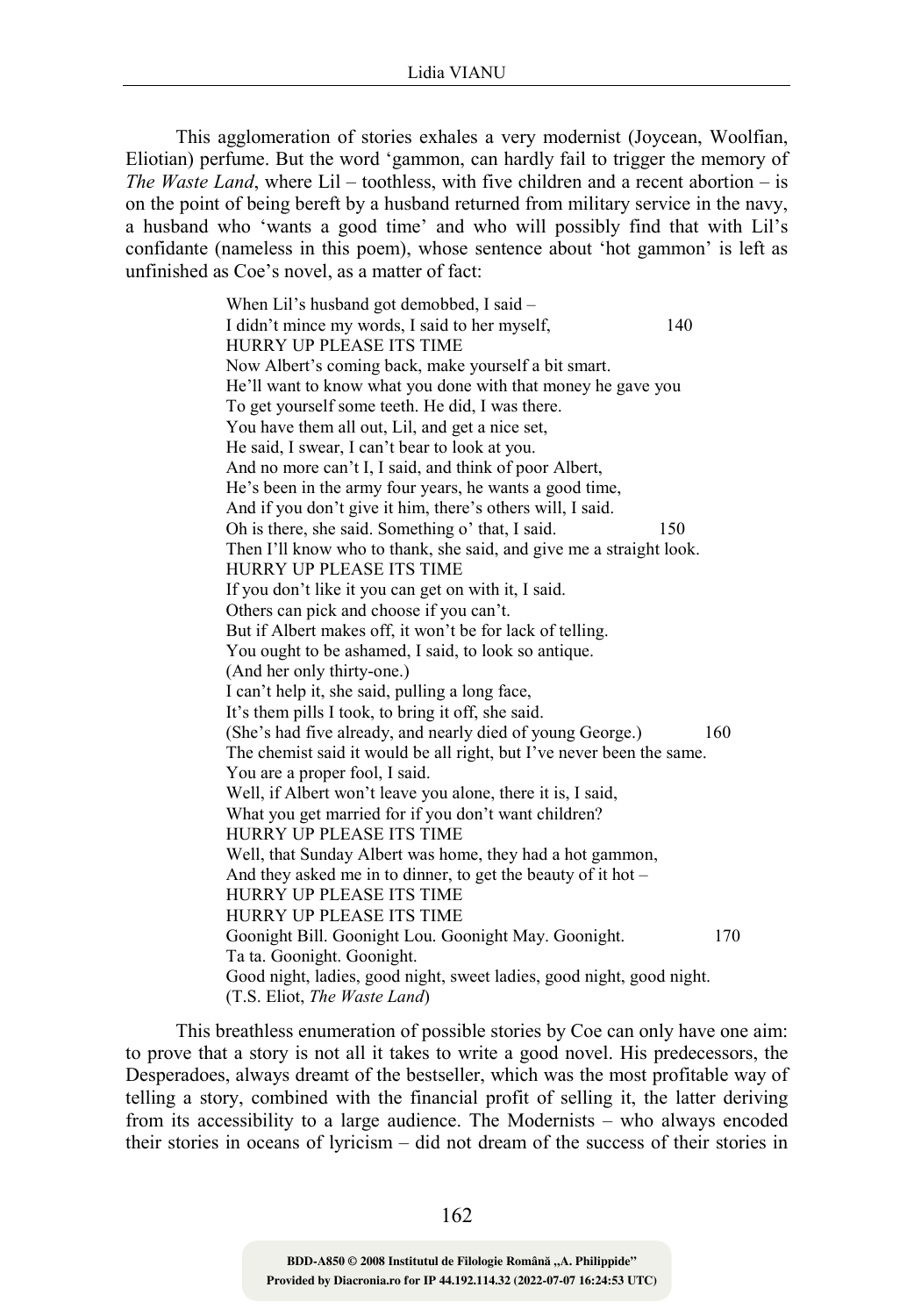This agglomeration of stories exhales a very modernist (Joycean, Woolfian, Eliotian) perfume. But the word 'gammon, can hardly fail to trigger the memory of *The Waste Land*, where Lil – toothless, with five children and a recent abortion – is on the point of being bereft by a husband returned from military service in the navy, a husband who 'wants a good time' and who will possibly find that with Lil's confidante (nameless in this poem), whose sentence about 'hot gammon' is left as unfinished as Coe's novel, as a matter of fact:

> When Lil's husband got demobbed, I said –
> I didn't mince my words, I said to her myself, 140
> HURRY UP PLEASE ITS TIME
> Now Albert's coming back, make yourself a bit smart.
> He'll want to know what you done with that money he gave you
> To get yourself some teeth. He did, I was there.
> You have them all out, Lil, and get a nice set,
> He said, I swear, I can't bear to look at you.
> And no more can't I, I said, and think of poor Albert,
> He's been in the army four years, he wants a good time,
> And if you don't give it him, there's others will, I said.
> Oh is there, she said. Something o' that, I said. 150
> Then I'll know who to thank, she said, and give me a straight look.
> HURRY UP PLEASE ITS TIME
> If you don't like it you can get on with it, I said.
> Others can pick and choose if you can't.
> But if Albert makes off, it won't be for lack of telling.
> You ought to be ashamed, I said, to look so antique.
> (And her only thirty-one.)
> I can't help it, she said, pulling a long face,
> It's them pills I took, to bring it off, she said.
> (She's had five already, and nearly died of young George.) 160
> The chemist said it would be all right, but I've never been the same.
> You are a proper fool, I said.
> Well, if Albert won't leave you alone, there it is, I said,
> What you get married for if you don't want children?
> HURRY UP PLEASE ITS TIME
> Well, that Sunday Albert was home, they had a hot gammon,
> And they asked me in to dinner, to get the beauty of it hot –
> HURRY UP PLEASE ITS TIME
> HURRY UP PLEASE ITS TIME
> Goonight Bill. Goonight Lou. Goonight May. Goonight. 170
> Ta ta. Goonight. Goonight.
> Good night, ladies, good night, sweet ladies, good night, good night.
> (T.S. Eliot, *The Waste Land*)

This breathless enumeration of possible stories by Coe can only have one aim: to prove that a story is not all it takes to write a good novel. His predecessors, the Desperadoes, always dreamt of the bestseller, which was the most profitable way of telling a story, combined with the financial profit of selling it, the latter deriving from its accessibility to a large audience. The Modernists – who always encoded their stories in oceans of lyricism – did not dream of the success of their stories in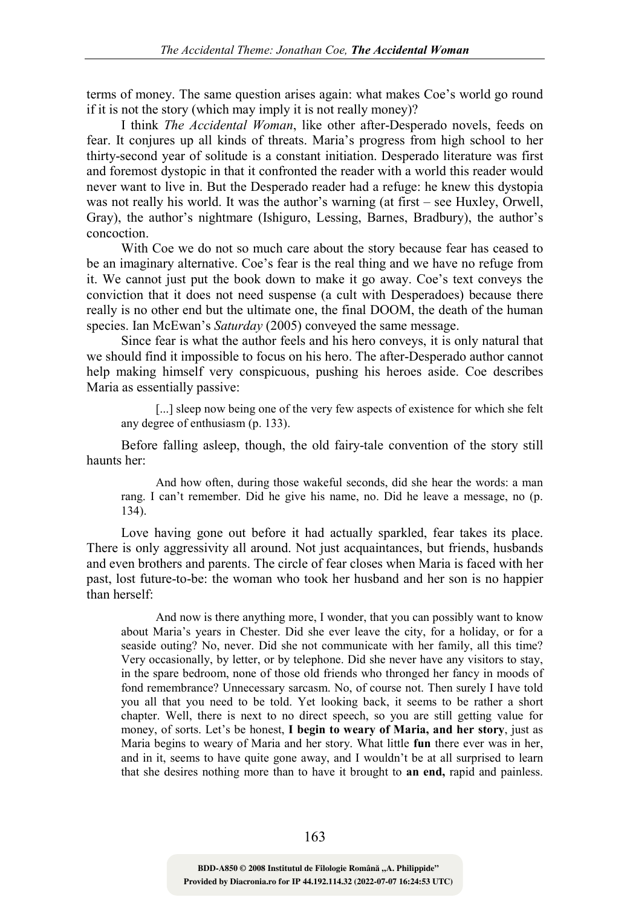terms of money. The same question arises again: what makes Coe's world go round if it is not the story (which may imply it is not really money)?

I think *The Accidental Woman*, like other after-Desperado novels, feeds on fear. It conjures up all kinds of threats. Maria's progress from high school to her thirty-second year of solitude is a constant initiation. Desperado literature was first and foremost dystopic in that it confronted the reader with a world this reader would never want to live in. But the Desperado reader had a refuge: he knew this dystopia was not really his world. It was the author's warning (at first – see Huxley, Orwell, Gray), the author's nightmare (Ishiguro, Lessing, Barnes, Bradbury), the author's concoction.

With Coe we do not so much care about the story because fear has ceased to be an imaginary alternative. Coe's fear is the real thing and we have no refuge from it. We cannot just put the book down to make it go away. Coe's text conveys the conviction that it does not need suspense (a cult with Desperadoes) because there really is no other end but the ultimate one, the final DOOM, the death of the human species. Ian McEwan's *Saturday* (2005) conveyed the same message.

Since fear is what the author feels and his hero conveys, it is only natural that we should find it impossible to focus on his hero. The after-Desperado author cannot help making himself very conspicuous, pushing his heroes aside. Coe describes Maria as essentially passive:

> [...] sleep now being one of the very few aspects of existence for which she felt any degree of enthusiasm (p. 133).

Before falling asleep, though, the old fairy-tale convention of the story still haunts her:

> And how often, during those wakeful seconds, did she hear the words: a man rang. I can't remember. Did he give his name, no. Did he leave a message, no (p. 134).

Love having gone out before it had actually sparkled, fear takes its place. There is only aggressivity all around. Not just acquaintances, but friends, husbands and even brothers and parents. The circle of fear closes when Maria is faced with her past, lost future-to-be: the woman who took her husband and her son is no happier than herself:

> And now is there anything more, I wonder, that you can possibly want to know about Maria's years in Chester. Did she ever leave the city, for a holiday, or for a seaside outing? No, never. Did she not communicate with her family, all this time? Very occasionally, by letter, or by telephone. Did she never have any visitors to stay, in the spare bedroom, none of those old friends who thronged her fancy in moods of fond remembrance? Unnecessary sarcasm. No, of course not. Then surely I have told you all that you need to be told. Yet looking back, it seems to be rather a short chapter. Well, there is next to no direct speech, so you are still getting value for money, of sorts. Let's be honest, **I begin to weary of Maria, and her story**, just as Maria begins to weary of Maria and her story. What little **fun** there ever was in her, and in it, seems to have quite gone away, and I wouldn't be at all surprised to learn that she desires nothing more than to have it brought to **an end,** rapid and painless.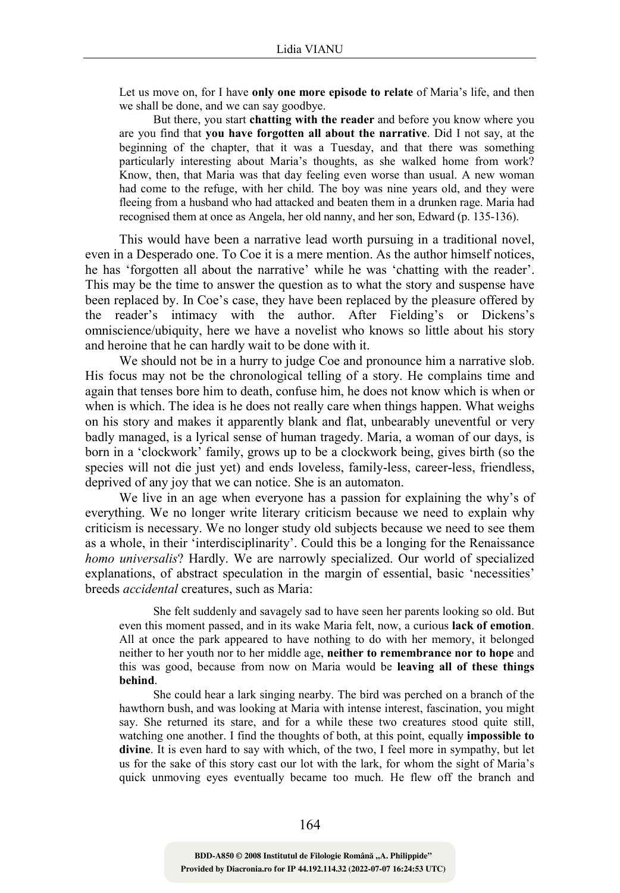> Let us move on, for I have **only one more episode to relate** of Maria's life, and then we shall be done, and we can say goodbye.
>
> But there, you start **chatting with the reader** and before you know where you are you find that **you have forgotten all about the narrative**. Did I not say, at the beginning of the chapter, that it was a Tuesday, and that there was something particularly interesting about Maria's thoughts, as she walked home from work? Know, then, that Maria was that day feeling even worse than usual. A new woman had come to the refuge, with her child. The boy was nine years old, and they were fleeing from a husband who had attacked and beaten them in a drunken rage. Maria had recognised them at once as Angela, her old nanny, and her son, Edward (p. 135-136).

This would have been a narrative lead worth pursuing in a traditional novel, even in a Desperado one. To Coe it is a mere mention. As the author himself notices, he has 'forgotten all about the narrative' while he was 'chatting with the reader'. This may be the time to answer the question as to what the story and suspense have been replaced by. In Coe's case, they have been replaced by the pleasure offered by the reader's intimacy with the author. After Fielding's or Dickens's omniscience/ubiquity, here we have a novelist who knows so little about his story and heroine that he can hardly wait to be done with it.

We should not be in a hurry to judge Coe and pronounce him a narrative slob. His focus may not be the chronological telling of a story. He complains time and again that tenses bore him to death, confuse him, he does not know which is when or when is which. The idea is he does not really care when things happen. What weighs on his story and makes it apparently blank and flat, unbearably uneventful or very badly managed, is a lyrical sense of human tragedy. Maria, a woman of our days, is born in a 'clockwork' family, grows up to be a clockwork being, gives birth (so the species will not die just yet) and ends loveless, family-less, career-less, friendless, deprived of any joy that we can notice. She is an automaton.

We live in an age when everyone has a passion for explaining the why's of everything. We no longer write literary criticism because we need to explain why criticism is necessary. We no longer study old subjects because we need to see them as a whole, in their 'interdisciplinarity'. Could this be a longing for the Renaissance *homo universalis*? Hardly. We are narrowly specialized. Our world of specialized explanations, of abstract speculation in the margin of essential, basic 'necessities' breeds *accidental* creatures, such as Maria:

> She felt suddenly and savagely sad to have seen her parents looking so old. But even this moment passed, and in its wake Maria felt, now, a curious **lack of emotion**. All at once the park appeared to have nothing to do with her memory, it belonged neither to her youth nor to her middle age, **neither to remembrance nor to hope** and this was good, because from now on Maria would be **leaving all of these things behind**.
>
> She could hear a lark singing nearby. The bird was perched on a branch of the hawthorn bush, and was looking at Maria with intense interest, fascination, you might say. She returned its stare, and for a while these two creatures stood quite still, watching one another. I find the thoughts of both, at this point, equally **impossible to divine**. It is even hard to say with which, of the two, I feel more in sympathy, but let us for the sake of this story cast our lot with the lark, for whom the sight of Maria's quick unmoving eyes eventually became too much. He flew off the branch and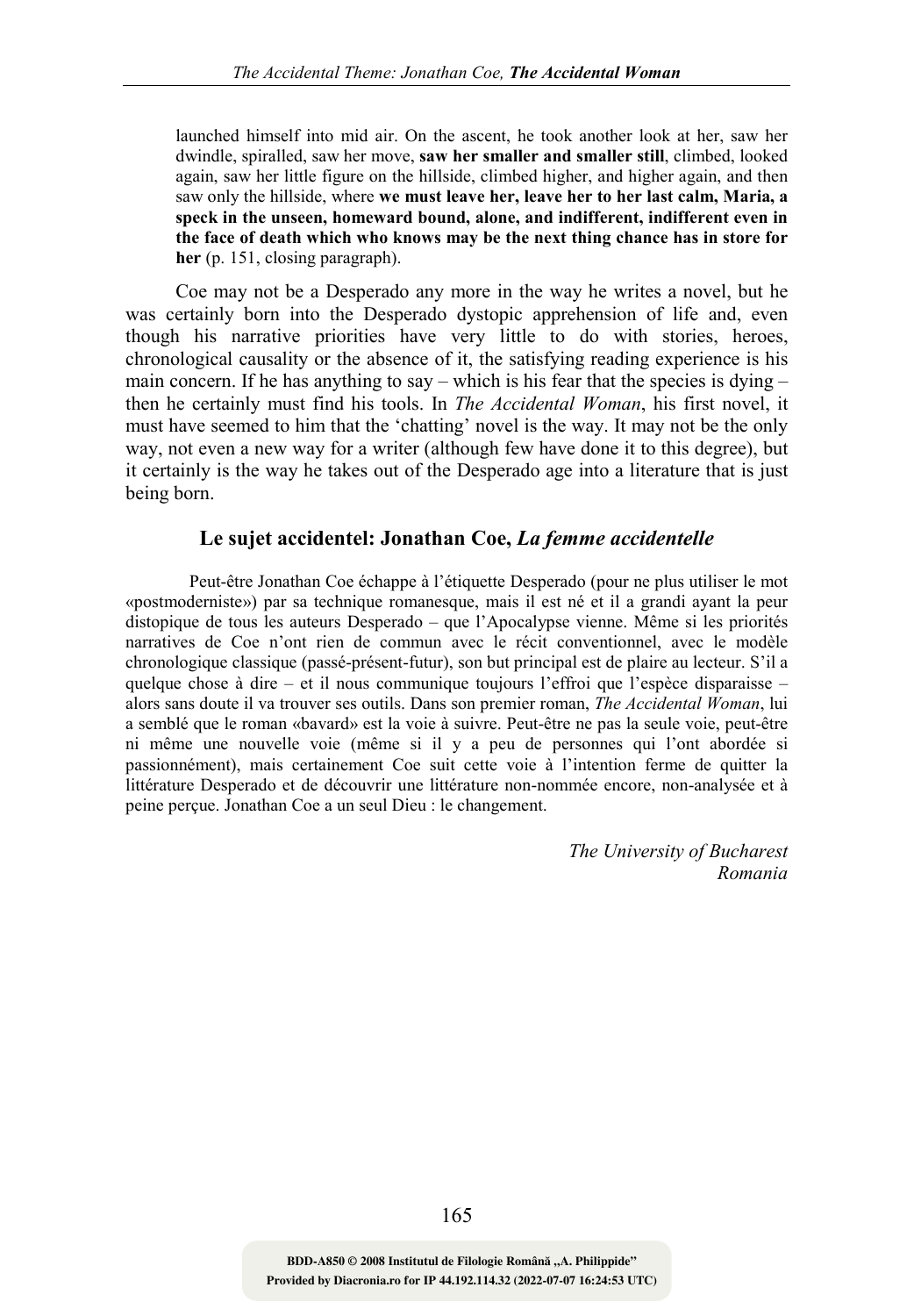> launched himself into mid air. On the ascent, he took another look at her, saw her dwindle, spiralled, saw her move, **saw her smaller and smaller still**, climbed, looked again, saw her little figure on the hillside, climbed higher, and higher again, and then saw only the hillside, where **we must leave her, leave her to her last calm, Maria, a speck in the unseen, homeward bound, alone, and indifferent, indifferent even in the face of death which who knows may be the next thing chance has in store for her** (p. 151, closing paragraph).

Coe may not be a Desperado any more in the way he writes a novel, but he was certainly born into the Desperado dystopic apprehension of life and, even though his narrative priorities have very little to do with stories, heroes, chronological causality or the absence of it, the satisfying reading experience is his main concern. If he has anything to say – which is his fear that the species is dying – then he certainly must find his tools. In *The Accidental Woman*, his first novel, it must have seemed to him that the 'chatting' novel is the way. It may not be the only way, not even a new way for a writer (although few have done it to this degree), but it certainly is the way he takes out of the Desperado age into a literature that is just being born.

## Le sujet accidentel: Jonathan Coe, *La femme accidentelle*

Peut-être Jonathan Coe échappe à l'étiquette Desperado (pour ne plus utiliser le mot «postmoderniste») par sa technique romanesque, mais il est né et il a grandi ayant la peur distopique de tous les auteurs Desperado – que l'Apocalypse vienne. Même si les priorités narratives de Coe n'ont rien de commun avec le récit conventionnel, avec le modèle chronologique classique (passé-présent-futur), son but principal est de plaire au lecteur. S'il a quelque chose à dire – et il nous communique toujours l'effroi que l'espèce disparaisse – alors sans doute il va trouver ses outils. Dans son premier roman, *The Accidental Woman*, lui a semblé que le roman «bavard» est la voie à suivre. Peut-être ne pas la seule voie, peut-être ni même une nouvelle voie (même si il y a peu de personnes qui l'ont abordée si passionnément), mais certainement Coe suit cette voie à l'intention ferme de quitter la littérature Desperado et de découvrir une littérature non-nommée encore, non-analysée et à peine perçue. Jonathan Coe a un seul Dieu : le changement.

*The University of Bucharest*
*Romania*